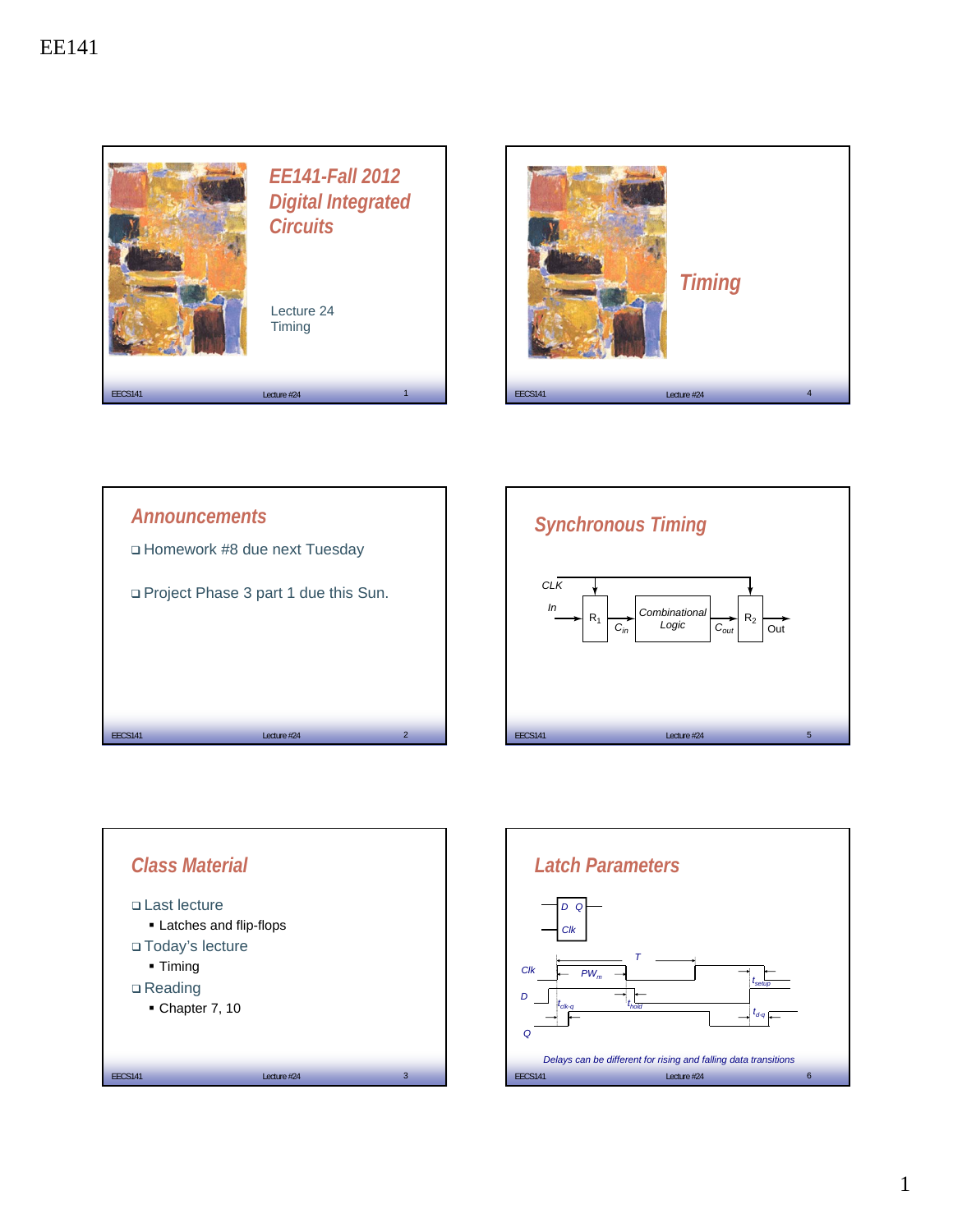EE141

## EE141-Fall 2012 Digital Integrated Circuits

Lecture 24
Timing

## Timing

## Announcements

- Homework #8 due next Tuesday
- Project Phase 3 part 1 due this Sun.

## Synchronous Timing

CLK

In → $R_1$ → $C_{in}$ → Combinational Logic → $C_{out}$ → $R_2$ → Out

## Class Material

- Last lecture
  - Latches and flip-flops
- Today's lecture
  - Timing
- Reading
  - Chapter 7, 10

## Latch Parameters

D Q
Clk

Clk, D, Q, $T$, $PW_m$, $t_{setup}$, $t_{clk-q}$, $t_{hold}$, $t_{d-q}$

*Delays can be different for rising and falling data transitions*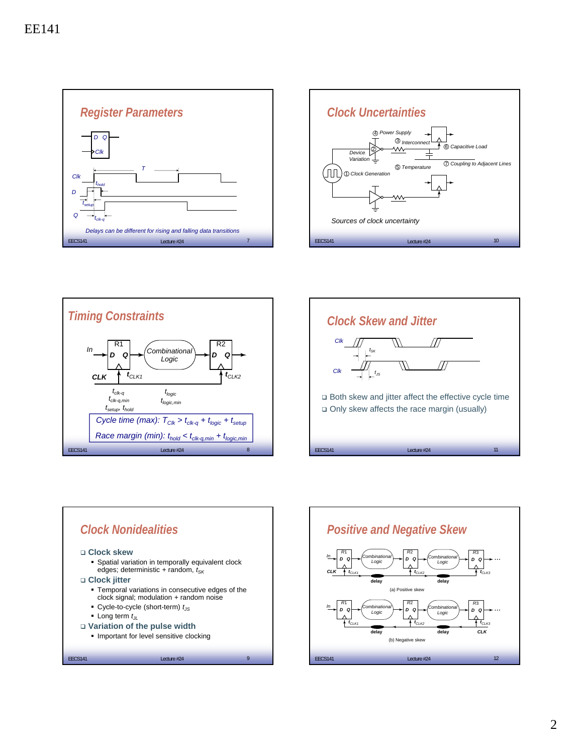EE141

## Register Parameters

*Delays can be different for rising and falling data transitions*

## Clock Uncertainties

④ Power Supply

③ Interconnect

⑥ Capacitive Load

② Device Variation

⑦ Coupling to Adjacent Lines

⑤ Temperature

① Clock Generation

Sources of clock uncertainty

## Timing Constraints

$t_{clk\text{-}q}$ $t_{logic}$

$t_{clk\text{-}q,min}$ $t_{logic,min}$

$t_{setup}$, $t_{hold}$

Cycle time (max): $T_{Clk} > t_{clk\text{-}q} + t_{logic} + t_{setup}$

Race margin (min): $t_{hold} < t_{clk\text{-}q,min} + t_{logic,min}$

## Clock Skew and Jitter

- Both skew and jitter affect the effective cycle time
- Only skew affects the race margin (usually)

## Clock Nonidealities

- **Clock skew**
  - Spatial variation in temporally equivalent clock edges; deterministic + random, $t_{SK}$
- **Clock jitter**
  - Temporal variations in consecutive edges of the clock signal; modulation + random noise
  - Cycle-to-cycle (short-term) $t_{JS}$
  - Long term $t_{JL}$
- **Variation of the pulse width**
  - Important for level sensitive clocking

## Positive and Negative Skew

(a) Positive skew

(b) Negative skew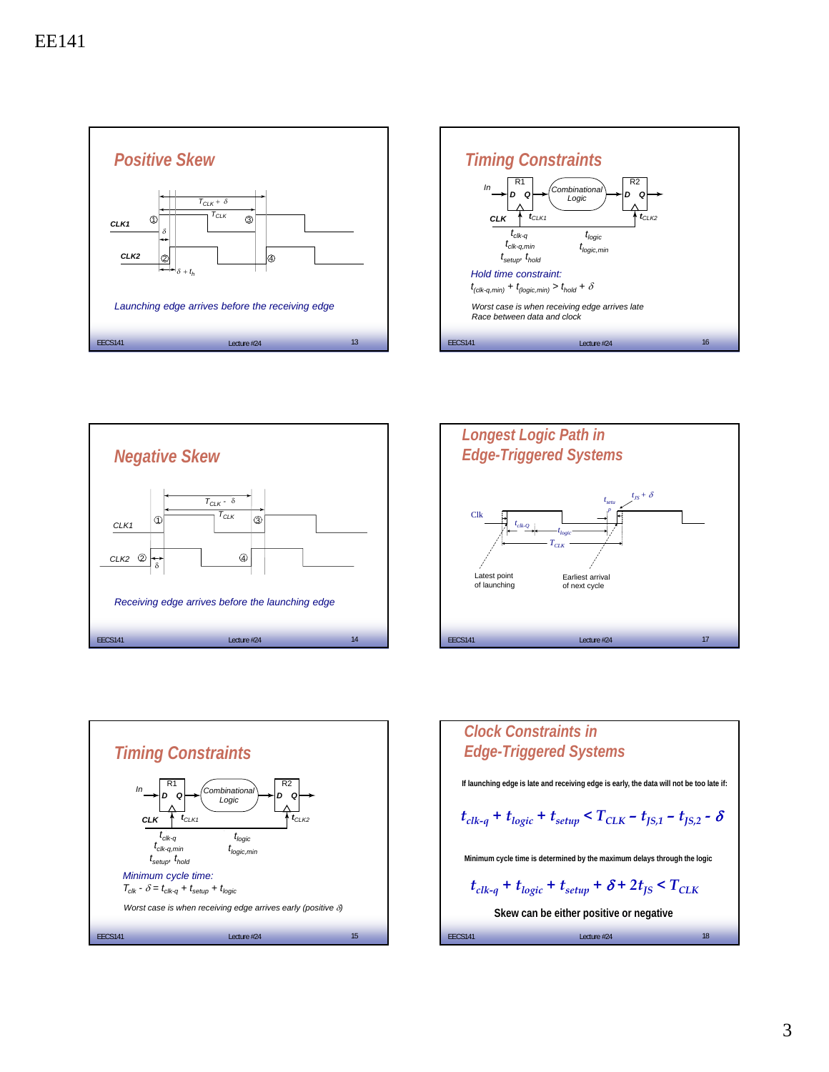## Positive Skew

CLK1, CLK2 ① ② ③ ④

$T_{CLK} + \delta$

$T_{CLK}$

$\delta$

$\delta + t_h$

*Launching edge arrives before the receiving edge*

## Negative Skew

CLK1, CLK2 ① ② ③ ④

$T_{CLK} - \delta$

$T_{CLK}$

$\delta$

*Receiving edge arrives before the launching edge*

## Timing Constraints

In → R1 (D Q) → Combinational Logic → R2 (D Q)

CLK, $t_{CLK1}$, $t_{CLK2}$

$t_{clk\text{-}q}$, $t_{clk\text{-}q,min}$, $t_{setup}$, $t_{hold}$

$t_{logic}$, $t_{logic,min}$

*Minimum cycle time:*

$T_{clk} - \delta = t_{clk\text{-}q} + t_{setup} + t_{logic}$

*Worst case is when receiving edge arrives early (positive $\delta$)*

## Timing Constraints

In → R1 (D Q) → Combinational Logic → R2 (D Q)

CLK, $t_{CLK1}$, $t_{CLK2}$

$t_{clk\text{-}q}$, $t_{clk\text{-}q,min}$, $t_{setup}$, $t_{hold}$

$t_{logic}$, $t_{logic,min}$

*Hold time constraint:*

$t_{(clk\text{-}q,min)} + t_{(logic,min)} > t_{hold} + \delta$

*Worst case is when receiving edge arrives late*
*Race between data and clock*

## Longest Logic Path in Edge-Triggered Systems

Clk

$t_{clk\text{-}Q}$, $t_{logic}$, $T_{CLK}$, $t_{setup}$, $t_{JS} + \delta$

Latest point of launching

Earliest arrival of next cycle

## Clock Constraints in Edge-Triggered Systems

**If launching edge is late and receiving edge is early, the data will not be too late if:**

$$t_{clk\text{-}q} + t_{logic} + t_{setup} < T_{CLK} - t_{JS,1} - t_{JS,2} - \delta$$

**Minimum cycle time is determined by the maximum delays through the logic**

$$t_{clk\text{-}q} + t_{logic} + t_{setup} + \delta + 2t_{JS} < T_{CLK}$$

**Skew can be either positive or negative**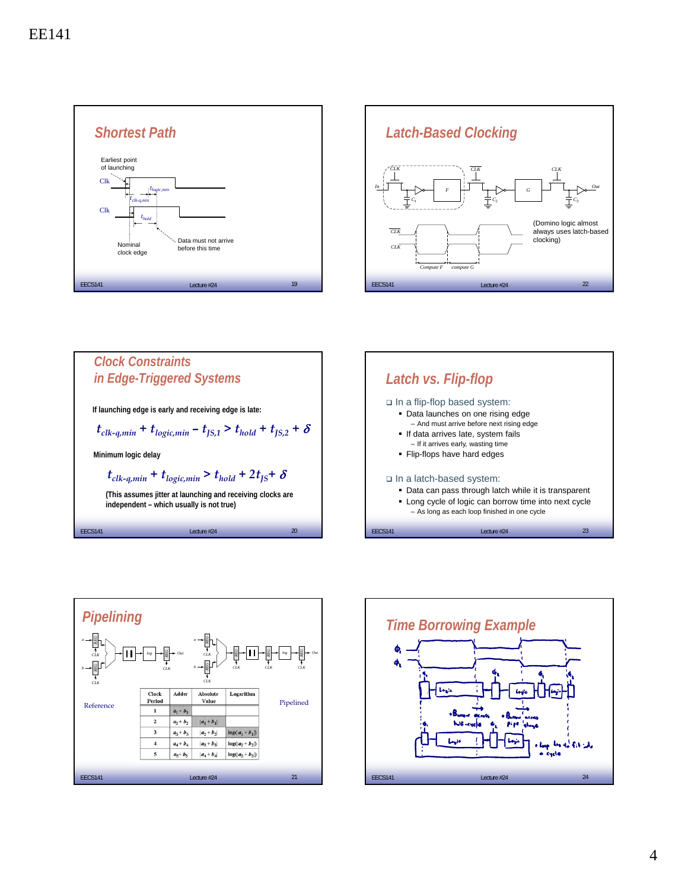EE141

## Shortest Path

Earliest point of launching

Clk

$t_{logic,min}$

$t_{clk\text{-}q,min}$

Clk

$t_{hold}$

Nominal clock edge

Data must not arrive before this time

## Latch-Based Clocking

(Domino logic almost always uses latch-based clocking)

Compute F — compute G

## Clock Constraints in Edge-Triggered Systems

**If launching edge is early and receiving edge is late:**

$$t_{clk\text{-}q,min} + t_{logic,min} - t_{JS,1} > t_{hold} + t_{JS,2} + \delta$$

**Minimum logic delay**

$$t_{clk\text{-}q,min} + t_{logic,min} > t_{hold} + 2t_{JS} + \delta$$

**(This assumes jitter at launching and receiving clocks are independent – which usually is not true)**

## Latch vs. Flip-flop

- In a flip-flop based system:
  - Data launches on one rising edge
    - And must arrive before next rising edge
  - If data arrives late, system fails
    - If it arrives early, wasting time
  - Flip-flops have hard edges
- In a latch-based system:
  - Data can pass through latch while it is transparent
  - Long cycle of logic can borrow time into next cycle
    - As long as each loop finished in one cycle

## Pipelining

Reference | Pipelined

| Clock Period | Adder | Absolute Value | Logarithm |
|---|---|---|---|
| 1 | $a_1 + b_1$ | | |
| 2 | $a_2 + b_2$ | $\lvert a_1 + b_1 \rvert$ | |
| 3 | $a_3 + b_3$ | $\lvert a_2 + b_2 \rvert$ | $\log(\lvert a_1 + b_1 \rvert)$ |
| 4 | $a_4 + b_4$ | $\lvert a_3 + b_3 \rvert$ | $\log(\lvert a_2 + b_2 \rvert)$ |
| 5 | $a_5 + b_5$ | $\lvert a_4 + b_4 \rvert$ | $\log(\lvert a_3 + b_3 \rvert)$ |

## Time Borrowing Example

- Borrow across half-cycle
- Borrow across pipe stage
- Loop has to fit into a cycle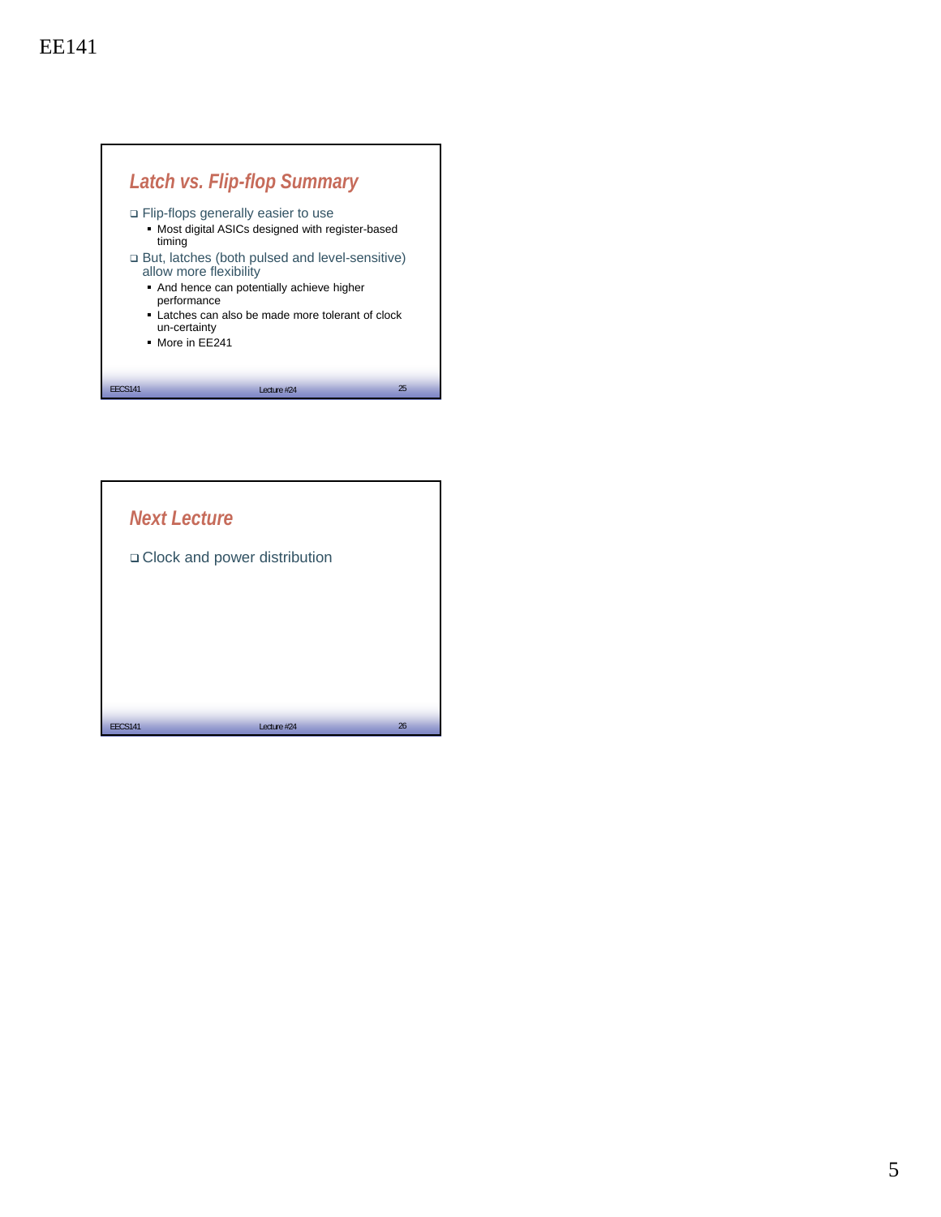## Latch vs. Flip-flop Summary

- Flip-flops generally easier to use
  - Most digital ASICs designed with register-based timing
- But, latches (both pulsed and level-sensitive) allow more flexibility
  - And hence can potentially achieve higher performance
  - Latches can also be made more tolerant of clock un-certainty
  - More in EE241

## Next Lecture

- Clock and power distribution